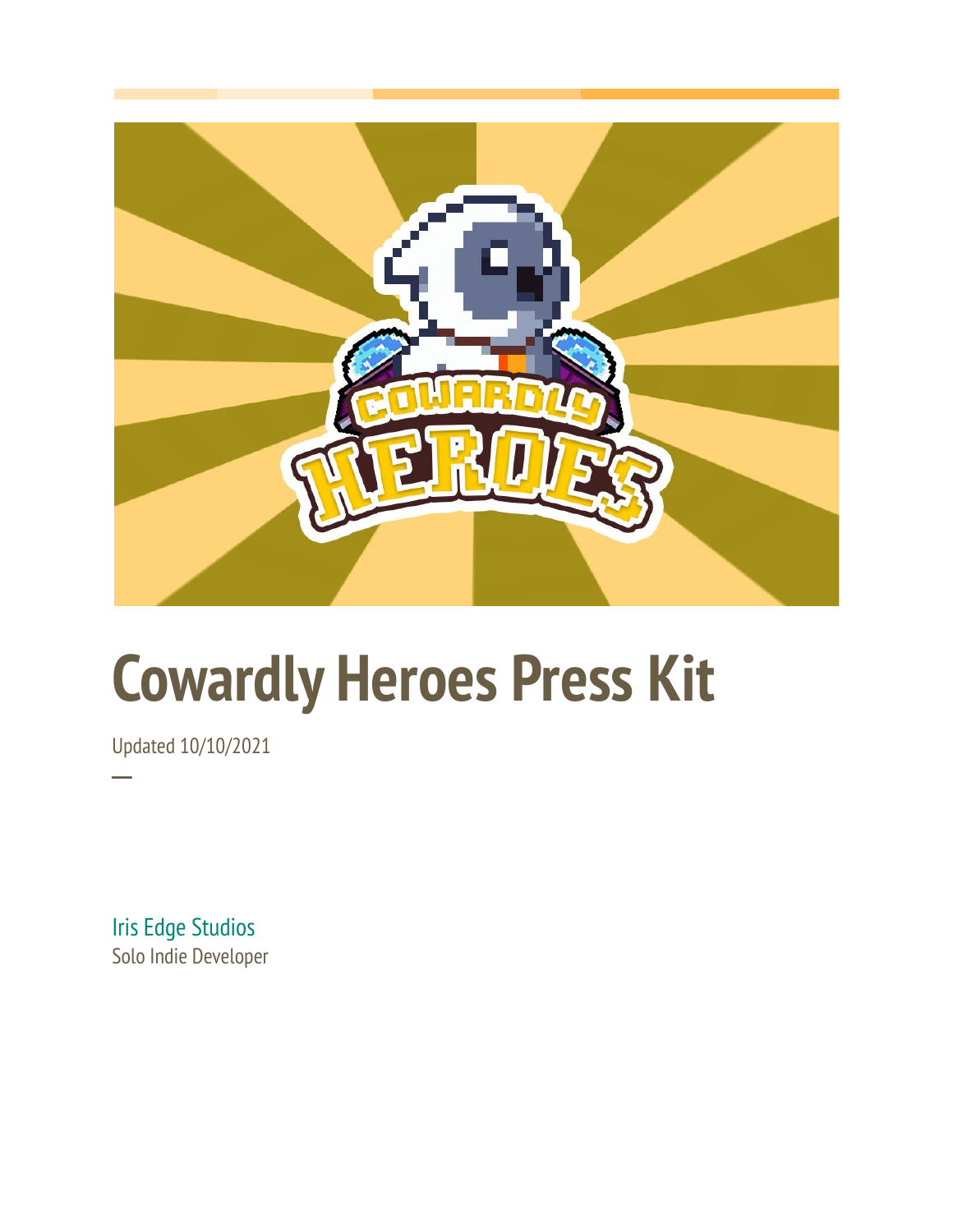# Cowardly Heroes Press Kit

Updated 10/10/2021

—

Iris Edge Studios
Solo Indie Developer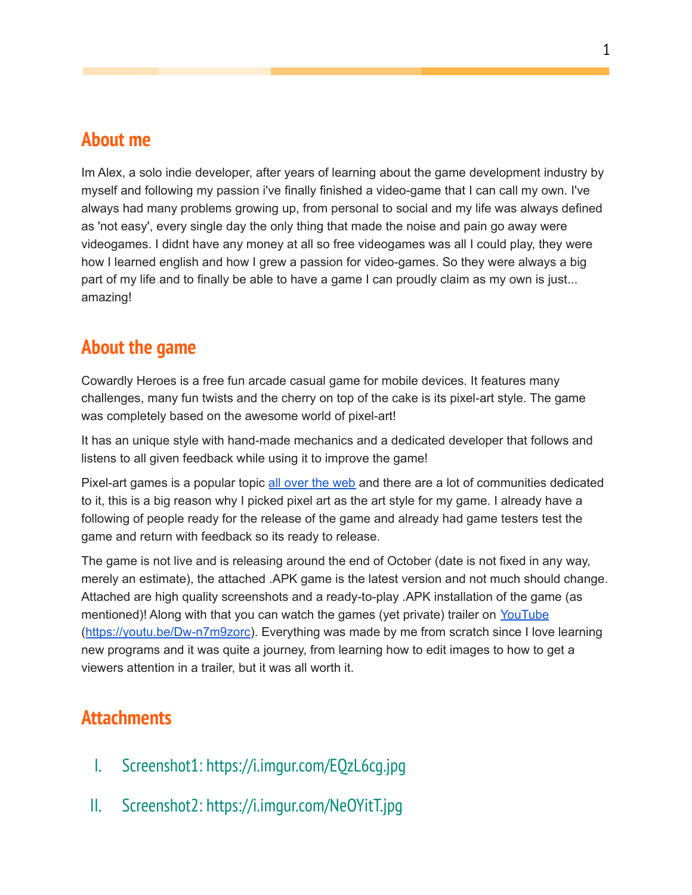## About me

Im Alex, a solo indie developer, after years of learning about the game development industry by myself and following my passion i've finally finished a video-game that I can call my own. I've always had many problems growing up, from personal to social and my life was always defined as 'not easy', every single day the only thing that made the noise and pain go away were videogames. I didnt have any money at all so free videogames was all I could play, they were how I learned english and how I grew a passion for video-games. So they were always a big part of my life and to finally be able to have a game I can proudly claim as my own is just... amazing!

## About the game

Cowardly Heroes is a free fun arcade casual game for mobile devices. It features many challenges, many fun twists and the cherry on top of the cake is its pixel-art style. The game was completely based on the awesome world of pixel-art!

It has an unique style with hand-made mechanics and a dedicated developer that follows and listens to all given feedback while using it to improve the game!

Pixel-art games is a popular topic all over the web and there are a lot of communities dedicated to it, this is a big reason why I picked pixel art as the art style for my game. I already have a following of people ready for the release of the game and already had game testers test the game and return with feedback so its ready to release.

The game is not live and is releasing around the end of October (date is not fixed in any way, merely an estimate), the attached .APK game is the latest version and not much should change. Attached are high quality screenshots and a ready-to-play .APK installation of the game (as mentioned)! Along with that you can watch the games (yet private) trailer on YouTube (https://youtu.be/Dw-n7m9zorc). Everything was made by me from scratch since I love learning new programs and it was quite a journey, from learning how to edit images to how to get a viewers attention in a trailer, but it was all worth it.

## Attachments

I. Screenshot1: https://i.imgur.com/EQzL6cg.jpg

II. Screenshot2: https://i.imgur.com/NeOYitT.jpg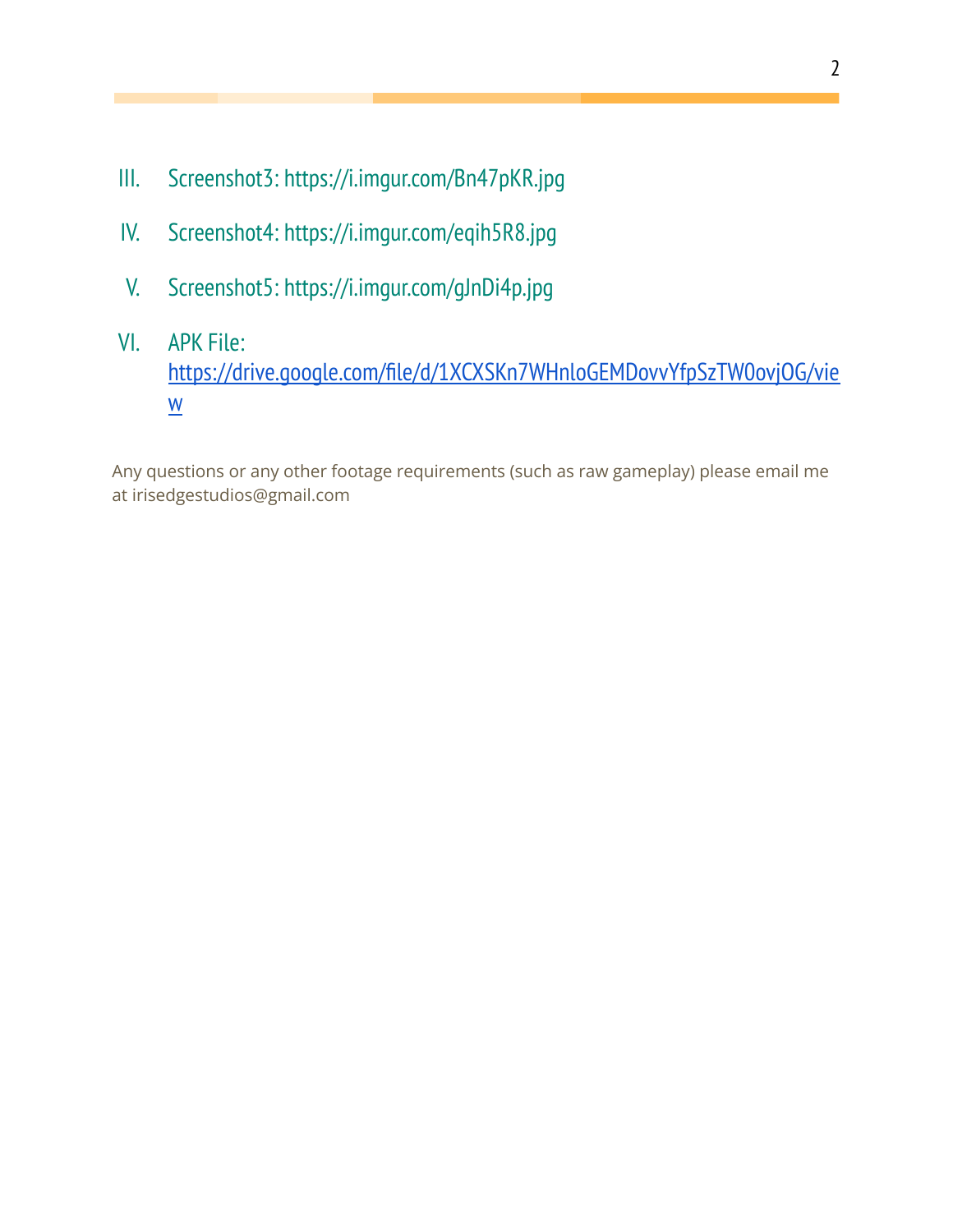III. Screenshot3: https://i.imgur.com/Bn47pKR.jpg

IV. Screenshot4: https://i.imgur.com/eqih5R8.jpg

V. Screenshot5: https://i.imgur.com/gJnDi4p.jpg

VI. APK File: https://drive.google.com/file/d/1XCXSKn7WHnloGEMDovvYfpSzTW0ovjOG/view

Any questions or any other footage requirements (such as raw gameplay) please email me at irisedgestudios@gmail.com